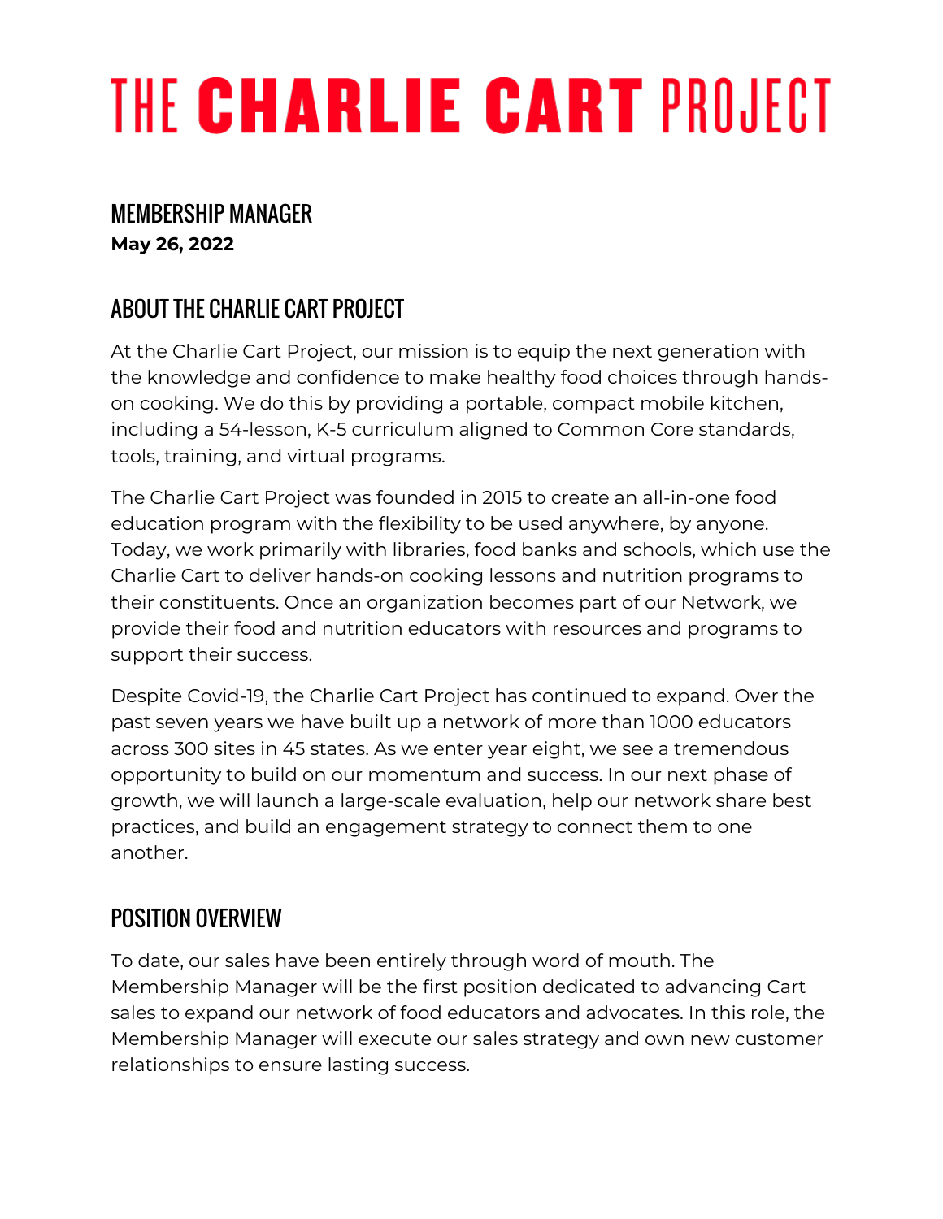# THE CHARLIE CART PROJECT

## MEMBERSHIP MANAGER

**May 26, 2022**

## ABOUT THE CHARLIE CART PROJECT

At the Charlie Cart Project, our mission is to equip the next generation with the knowledge and confidence to make healthy food choices through hands-on cooking. We do this by providing a portable, compact mobile kitchen, including a 54-lesson, K-5 curriculum aligned to Common Core standards, tools, training, and virtual programs.

The Charlie Cart Project was founded in 2015 to create an all-in-one food education program with the flexibility to be used anywhere, by anyone. Today, we work primarily with libraries, food banks and schools, which use the Charlie Cart to deliver hands-on cooking lessons and nutrition programs to their constituents. Once an organization becomes part of our Network, we provide their food and nutrition educators with resources and programs to support their success.

Despite Covid-19, the Charlie Cart Project has continued to expand. Over the past seven years we have built up a network of more than 1000 educators across 300 sites in 45 states. As we enter year eight, we see a tremendous opportunity to build on our momentum and success. In our next phase of growth, we will launch a large-scale evaluation, help our network share best practices, and build an engagement strategy to connect them to one another.

## POSITION OVERVIEW

To date, our sales have been entirely through word of mouth. The Membership Manager will be the first position dedicated to advancing Cart sales to expand our network of food educators and advocates. In this role, the Membership Manager will execute our sales strategy and own new customer relationships to ensure lasting success.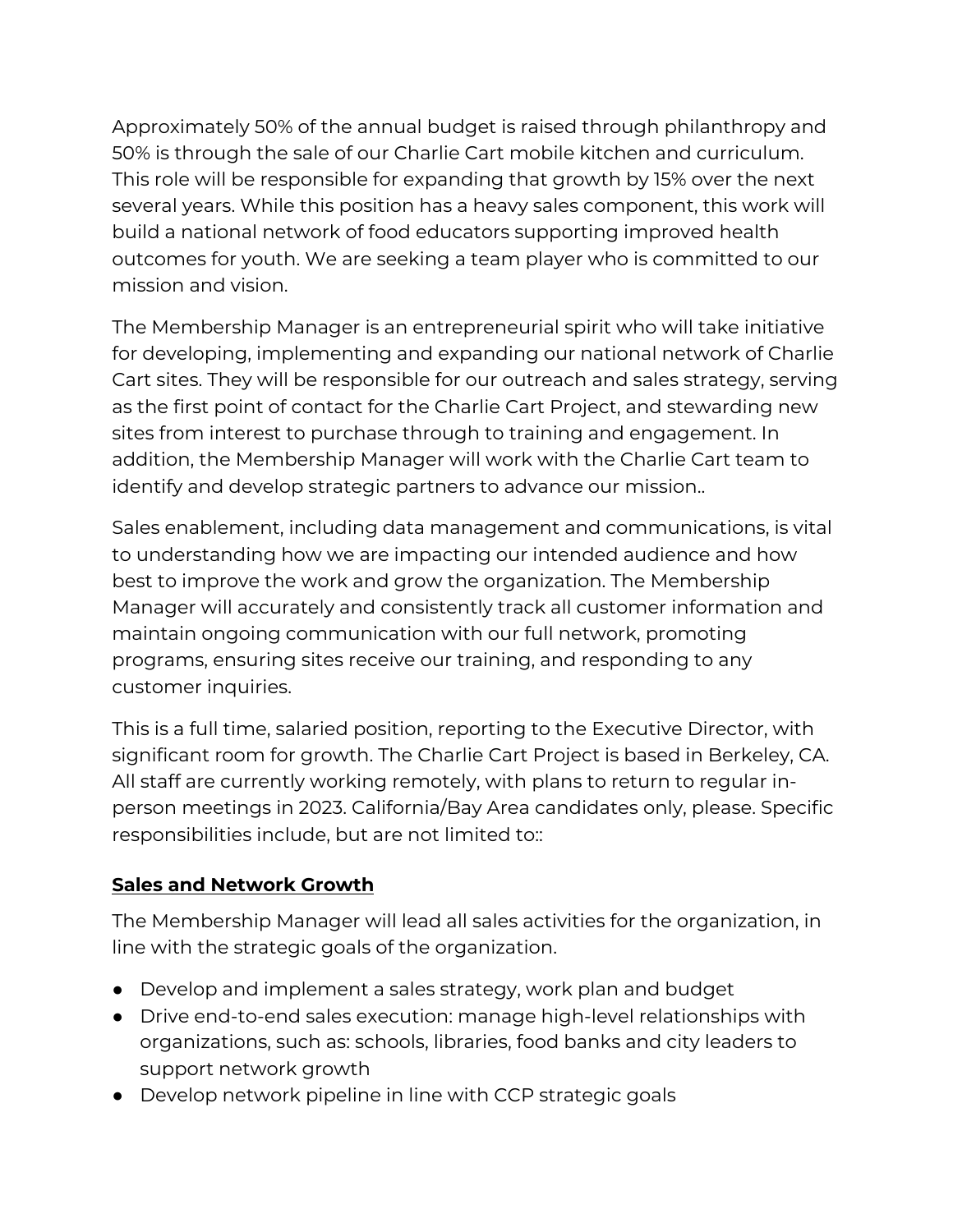Approximately 50% of the annual budget is raised through philanthropy and 50% is through the sale of our Charlie Cart mobile kitchen and curriculum. This role will be responsible for expanding that growth by 15% over the next several years. While this position has a heavy sales component, this work will build a national network of food educators supporting improved health outcomes for youth. We are seeking a team player who is committed to our mission and vision.

The Membership Manager is an entrepreneurial spirit who will take initiative for developing, implementing and expanding our national network of Charlie Cart sites. They will be responsible for our outreach and sales strategy, serving as the first point of contact for the Charlie Cart Project, and stewarding new sites from interest to purchase through to training and engagement. In addition, the Membership Manager will work with the Charlie Cart team to identify and develop strategic partners to advance our mission..

Sales enablement, including data management and communications, is vital to understanding how we are impacting our intended audience and how best to improve the work and grow the organization. The Membership Manager will accurately and consistently track all customer information and maintain ongoing communication with our full network, promoting programs, ensuring sites receive our training, and responding to any customer inquiries.

This is a full time, salaried position, reporting to the Executive Director, with significant room for growth. The Charlie Cart Project is based in Berkeley, CA. All staff are currently working remotely, with plans to return to regular in-person meetings in 2023. California/Bay Area candidates only, please. Specific responsibilities include, but are not limited to::

## Sales and Network Growth

The Membership Manager will lead all sales activities for the organization, in line with the strategic goals of the organization.

- Develop and implement a sales strategy, work plan and budget
- Drive end-to-end sales execution: manage high-level relationships with organizations, such as: schools, libraries, food banks and city leaders to support network growth
- Develop network pipeline in line with CCP strategic goals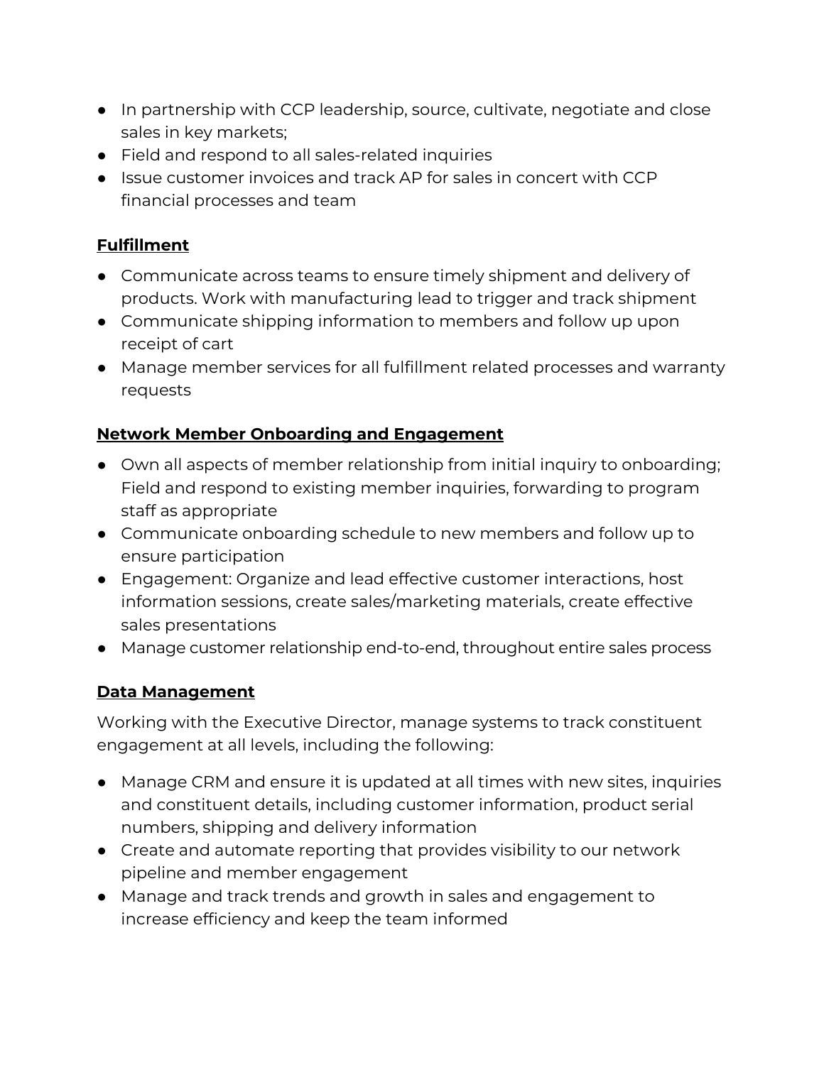- In partnership with CCP leadership, source, cultivate, negotiate and close sales in key markets;
- Field and respond to all sales-related inquiries
- Issue customer invoices and track AP for sales in concert with CCP financial processes and team

**Fulfillment**

- Communicate across teams to ensure timely shipment and delivery of products. Work with manufacturing lead to trigger and track shipment
- Communicate shipping information to members and follow up upon receipt of cart
- Manage member services for all fulfillment related processes and warranty requests

**Network Member Onboarding and Engagement**

- Own all aspects of member relationship from initial inquiry to onboarding; Field and respond to existing member inquiries, forwarding to program staff as appropriate
- Communicate onboarding schedule to new members and follow up to ensure participation
- Engagement: Organize and lead effective customer interactions, host information sessions, create sales/marketing materials, create effective sales presentations
- Manage customer relationship end-to-end, throughout entire sales process

**Data Management**

Working with the Executive Director, manage systems to track constituent engagement at all levels, including the following:

- Manage CRM and ensure it is updated at all times with new sites, inquiries and constituent details, including customer information, product serial numbers, shipping and delivery information
- Create and automate reporting that provides visibility to our network pipeline and member engagement
- Manage and track trends and growth in sales and engagement to increase efficiency and keep the team informed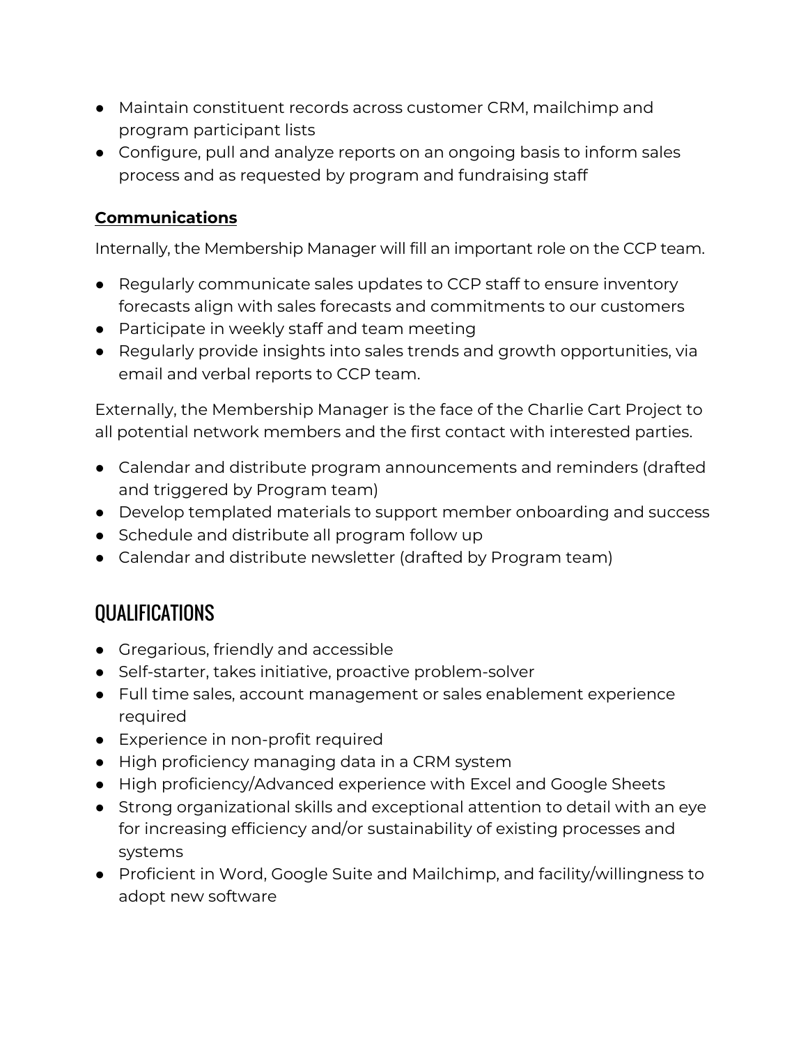- Maintain constituent records across customer CRM, mailchimp and program participant lists
- Configure, pull and analyze reports on an ongoing basis to inform sales process and as requested by program and fundraising staff

### Communications

Internally, the Membership Manager will fill an important role on the CCP team.

- Regularly communicate sales updates to CCP staff to ensure inventory forecasts align with sales forecasts and commitments to our customers
- Participate in weekly staff and team meeting
- Regularly provide insights into sales trends and growth opportunities, via email and verbal reports to CCP team.

Externally, the Membership Manager is the face of the Charlie Cart Project to all potential network members and the first contact with interested parties.

- Calendar and distribute program announcements and reminders (drafted and triggered by Program team)
- Develop templated materials to support member onboarding and success
- Schedule and distribute all program follow up
- Calendar and distribute newsletter (drafted by Program team)

## QUALIFICATIONS

- Gregarious, friendly and accessible
- Self-starter, takes initiative, proactive problem-solver
- Full time sales, account management or sales enablement experience required
- Experience in non-profit required
- High proficiency managing data in a CRM system
- High proficiency/Advanced experience with Excel and Google Sheets
- Strong organizational skills and exceptional attention to detail with an eye for increasing efficiency and/or sustainability of existing processes and systems
- Proficient in Word, Google Suite and Mailchimp, and facility/willingness to adopt new software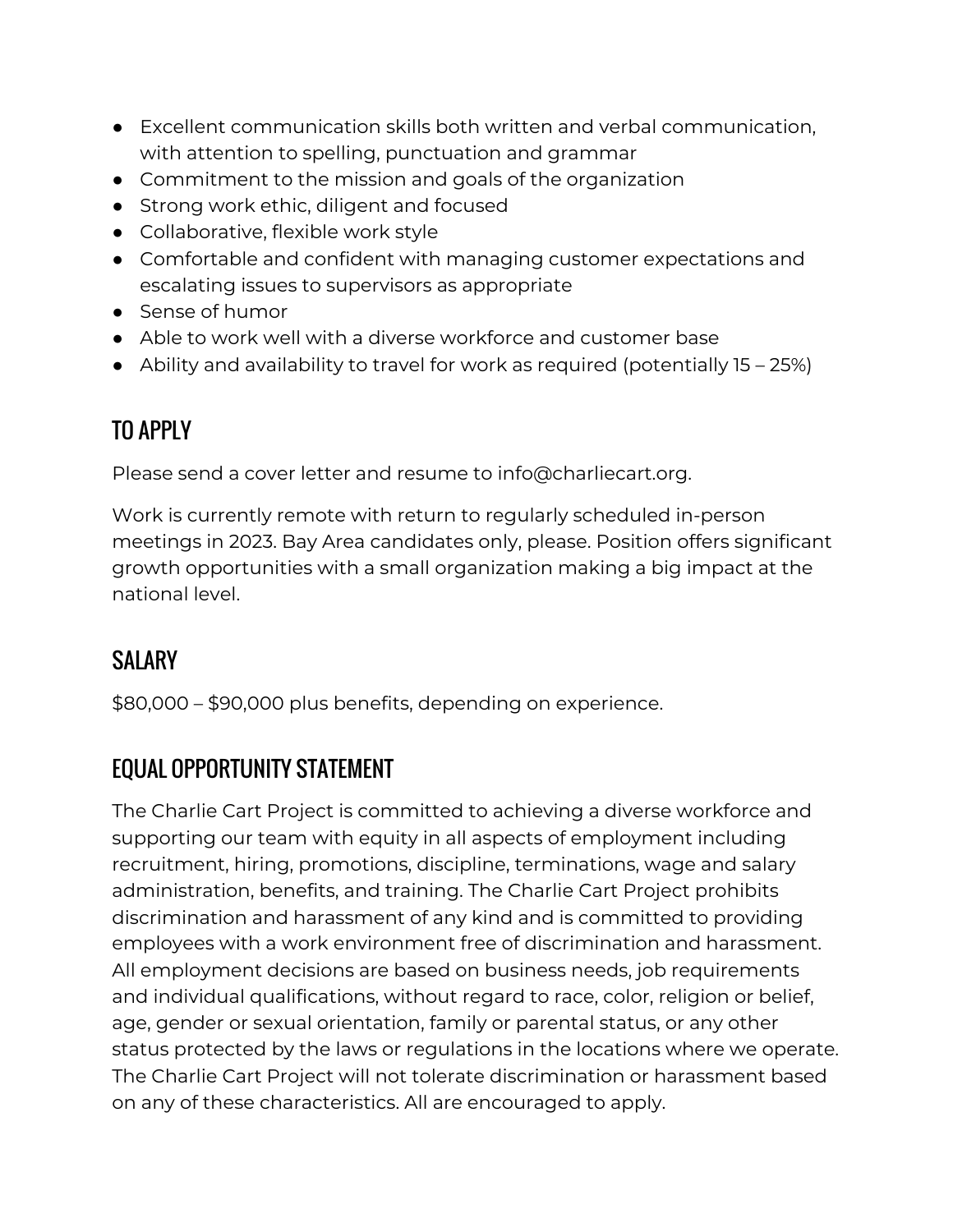- Excellent communication skills both written and verbal communication, with attention to spelling, punctuation and grammar
- Commitment to the mission and goals of the organization
- Strong work ethic, diligent and focused
- Collaborative, flexible work style
- Comfortable and confident with managing customer expectations and escalating issues to supervisors as appropriate
- Sense of humor
- Able to work well with a diverse workforce and customer base
- Ability and availability to travel for work as required (potentially 15 – 25%)

## TO APPLY

Please send a cover letter and resume to info@charliecart.org.

Work is currently remote with return to regularly scheduled in-person meetings in 2023. Bay Area candidates only, please. Position offers significant growth opportunities with a small organization making a big impact at the national level.

## SALARY

$80,000 – $90,000 plus benefits, depending on experience.

## EQUAL OPPORTUNITY STATEMENT

The Charlie Cart Project is committed to achieving a diverse workforce and supporting our team with equity in all aspects of employment including recruitment, hiring, promotions, discipline, terminations, wage and salary administration, benefits, and training. The Charlie Cart Project prohibits discrimination and harassment of any kind and is committed to providing employees with a work environment free of discrimination and harassment. All employment decisions are based on business needs, job requirements and individual qualifications, without regard to race, color, religion or belief, age, gender or sexual orientation, family or parental status, or any other status protected by the laws or regulations in the locations where we operate. The Charlie Cart Project will not tolerate discrimination or harassment based on any of these characteristics. All are encouraged to apply.